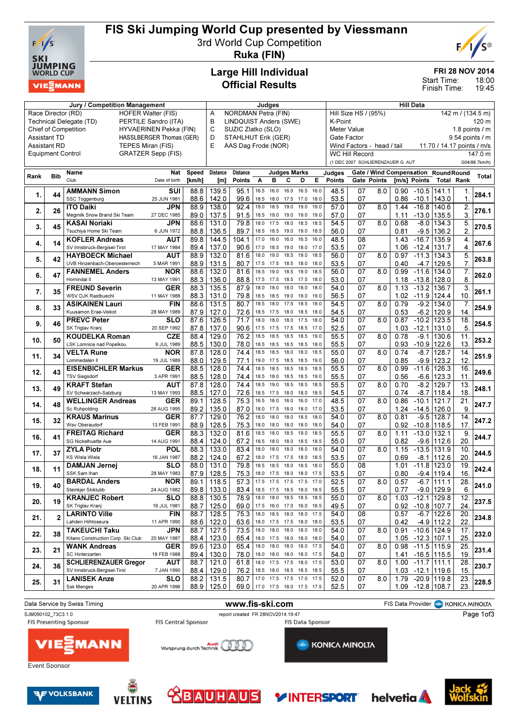# FIS Ski Jumping World Cup presented by Viessmann

3rd World Cup Competition
**Ruka (FIN)**

## Large Hill Individual
## Official Results

**FRI 28 NOV 2014**
Start Time: 18:00
Finish Time: 19:45

| Jury / Competition Management | | Judges | | Hill Data | |
|---|---|---|---|---|---|
| Race Director (RD) | HOFER Walter (FIS) | A | NORDMAN Petra (FIN) | Hill Size HS / (95%) | 142 m / (134.5 m) |
| Technical Delegate (TD) | PERTILE Sandro (ITA) | B | LINDQUIST Anders (SWE) | K-Point | 120 m |
| Chief of Competition | HYVAERINEN Pekka (FIN) | C | SUZIC Zlatko (SLO) | Meter Value | 1.8 points / m |
| Assistant TD | HASSLBERGER Thomas (GER) | D | STAHLHUT Erik (GER) | Gate Factor | 9.54 points / m |
| Assistant RD | TEPES Miran (FIS) | E | AAS Dag Frode (NOR) | Wind Factors - head / tail | 11.70 / 14.17 points / m/s |
| Equipment Control | GRATZER Sepp (FIS) | | | WC Hill Record | 147.0 m |
| | | | | (1 DEC 2007 SCHLIERENZAUER G. AUT | G04/88.7km/h) |

| Rank | Bib | Name / Club | Nat / Date of birth | Speed [km/h] | Distance [m] | Distance Points | A | B | C | D | E | Judges Points | Gate | Gate Points | Wind [m/s] | Wind Points | Round Total | Round Rank | Total |
|---|---|---|---|---|---|---|---|---|---|---|---|---|---|---|---|---|---|---|---|
| 1. | 44 | AMMANN Simon | SUI | 88.8 | 139.5 | 95.1 | 16.5 | 16.0 | 16.0 | 16.5 | 16.0 | 48.5 | 07 | 8.0 | 0.90 | -10.5 | 141.1 | 1. | 284.1 |
| | | SSC Toggenburg | 25 JUN 1981 | 88.6 | 142.0 | 99.6 | 18.5 | 18.0 | 17.5 | 17.0 | 18.0 | 53.5 | 07 | | 0.86 | -10.1 | 143.0 | 1. | |
| 2. | 26 | ITO Daiki | JPN | 88.9 | 138.0 | 92.4 | 19.0 | 18.5 | 19.0 | 19.0 | 19.0 | 57.0 | 07 | 8.0 | 1.44 | -16.8 | 140.6 | 2. | 276.1 |
| | | Megmilk Snow Brand Ski Team | 27 DEC 1985 | 89.0 | 137.5 | 91.5 | 18.5 | 19.0 | 19.0 | 19.0 | 19.0 | 57.0 | 07 | | 1.11 | -13.0 | 135.5 | 3. | |
| 3. | 45 | KASAI Noriaki | JPN | 88.6 | 131.0 | 79.8 | 18.0 | 17.5 | 18.0 | 18.5 | 18.5 | 54.5 | 07 | 8.0 | 0.68 | -8.0 | 134.3 | 5. | 270.5 |
| | | Tsuchiya Home Ski Team | 6 JUN 1972 | 88.8 | 136.5 | 89.7 | 18.5 | 18.5 | 19.0 | 19.0 | 18.5 | 56.0 | 07 | | 0.81 | -9.5 | 136.2 | 2. | |
| 4. | 14 | KOFLER Andreas | AUT | 89.8 | 144.5 | 104.1 | 17.0 | 16.0 | 16.0 | 16.5 | 16.0 | 48.5 | 08 | | 1.43 | -16.7 | 135.9 | 4. | 267.6 |
| | | SV Innsbruck-Bergisel-Tirol | 17 MAY 1984 | 89.4 | 137.0 | 90.6 | 17.0 | 18.0 | 17.5 | 18.0 | 17.0 | 53.5 | 07 | | 1.06 | -12.4 | 131.7 | 4. | |
| 5. | 42 | HAYBOECK Michael | AUT | 88.9 | 132.0 | 81.6 | 18.0 | 19.0 | 18.5 | 19.0 | 18.5 | 56.0 | 07 | 8.0 | 0.97 | -11.3 | 134.3 | 5. | 263.8 |
| | | UVB Hinzenbach-Oberoesterreich | 5 MAR 1991 | 88.9 | 131.5 | 80.7 | 17.5 | 17.5 | 18.5 | 18.0 | 18.0 | 53.5 | 07 | | 0.40 | -4.7 | 129.5 | 5. | |
| 6. | 47 | FANNEMEL Anders | NOR | 88.6 | 132.0 | 81.6 | 18.5 | 19.0 | 18.5 | 19.0 | 18.5 | 56.0 | 07 | 8.0 | 0.99 | -11.6 | 134.0 | 7. | 262.0 |
| | | Hornindal Il | 13 MAY 1991 | 88.3 | 136.0 | 88.8 | 17.5 | 17.5 | 18.5 | 17.5 | 18.0 | 53.0 | 07 | | 1.18 | -13.8 | 128.0 | 8. | |
| 7. | 35 | FREUND Severin | GER | 88.3 | 135.5 | 87.9 | 18.0 | 18.0 | 18.0 | 18.0 | 18.0 | 54.0 | 07 | 8.0 | 1.13 | -13.2 | 136.7 | 3. | 261.1 |
| | | WSV DJK Rastbuechl | 11 MAY 1988 | 88.3 | 131.0 | 79.8 | 18.5 | 18.5 | 19.0 | 19.0 | 19.0 | 56.5 | 07 | | 1.02 | -11.9 | 124.4 | 10. | |
| 8. | 33 | ASIKAINEN Lauri | FIN | 88.6 | 131.5 | 80.7 | 18.5 | 18.0 | 17.5 | 18.5 | 18.0 | 54.5 | 07 | 8.0 | 0.79 | -9.2 | 134.0 | 7. | 254.9 |
| | | Kuusamon Erae-Veikot | 28 MAY 1989 | 87.9 | 127.0 | 72.6 | 18.5 | 17.5 | 18.0 | 18.5 | 18.0 | 54.5 | 07 | | 0.53 | -6.2 | 120.9 | 14. | |
| 9. | 46 | PREVC Peter | SLO | 87.6 | 126.5 | 71.7 | 18.0 | 18.0 | 18.0 | 17.5 | 18.0 | 54.0 | 07 | 8.0 | 0.87 | -10.2 | 123.5 | 18. | 254.5 |
| | | SK Triglav Kranj | 20 SEP 1992 | 87.8 | 137.0 | 90.6 | 17.5 | 17.5 | 17.5 | 18.5 | 17.0 | 52.5 | 07 | | 1.03 | -12.1 | 131.0 | 5. | |
| 10. | 50 | KOUDELKA Roman | CZE | 88.4 | 129.0 | 76.2 | 18.5 | 18.5 | 18.5 | 18.5 | 19.0 | 55.5 | 07 | 8.0 | 0.78 | -9.1 | 130.6 | 11. | 253.2 |
| | | LSK Lomnice nad Popelkou | 9 JUL 1989 | 88.5 | 130.0 | 78.0 | 18.5 | 18.5 | 18.5 | 18.5 | 18.5 | 55.5 | 07 | | 0.93 | -10.9 | 122.6 | 13. | |
| 11. | 34 | VELTA Rune | NOR | 87.8 | 128.0 | 74.4 | 18.5 | 18.5 | 18.0 | 18.0 | 18.5 | 55.0 | 07 | 8.0 | 0.74 | -8.7 | 128.7 | 14. | 251.9 |
| | | Lommedalen Il | 19 JUL 1989 | 88.0 | 129.5 | 77.1 | 19.0 | 17.5 | 18.5 | 18.5 | 19.0 | 56.0 | 07 | | 0.85 | -9.9 | 123.2 | 12. | |
| 12. | 43 | EISENBICHLER Markus | GER | 88.5 | 128.0 | 74.4 | 18.5 | 18.5 | 18.5 | 18.5 | 18.5 | 55.5 | 07 | 8.0 | 0.99 | -11.6 | 126.3 | 16. | 249.6 |
| | | TSV Siegsdorf | 3 APR 1991 | 88.5 | 128.0 | 74.4 | 18.5 | 18.0 | 18.5 | 18.5 | 19.0 | 55.5 | 07 | | 0.56 | -6.6 | 123.3 | 11. | |
| 13. | 49 | KRAFT Stefan | AUT | 87.8 | 128.0 | 74.4 | 18.5 | 19.0 | 18.5 | 18.5 | 18.5 | 55.5 | 07 | 8.0 | 0.70 | -8.2 | 129.7 | 13. | 248.1 |
| | | SV Schwarzach-Salzburg | 13 MAY 1993 | 88.5 | 127.0 | 72.6 | 18.5 | 17.5 | 18.0 | 18.0 | 18.5 | 54.5 | 07 | | 0.74 | -8.7 | 118.4 | 18. | |
| 14. | 48 | WELLINGER Andreas | GER | 89.1 | 128.5 | 75.3 | 16.5 | 16.0 | 16.0 | 16.0 | 17.0 | 48.5 | 07 | 8.0 | 0.86 | -10.1 | 121.7 | 21. | 247.7 |
| | | Sc Ruhpolding | 28 AUG 1995 | 89.2 | 135.0 | 87.0 | 18.0 | 17.5 | 18.0 | 18.0 | 17.0 | 53.5 | 07 | | 1.24 | -14.5 | 126.0 | 9. | |
| 15. | 32 | KRAUS Marinus | GER | 87.7 | 129.0 | 76.2 | 18.0 | 18.0 | 18.0 | 18.5 | 18.0 | 54.0 | 07 | 8.0 | 0.81 | -9.5 | 128.7 | 14. | 247.2 |
| | | Wsv Oberaudorf | 13 FEB 1991 | 88.9 | 128.5 | 75.3 | 18.0 | 18.0 | 18.0 | 18.0 | 18.0 | 54.0 | 07 | | 0.92 | -10.8 | 118.5 | 17. | |
| 16. | 41 | FREITAG Richard | GER | 88.3 | 132.0 | 81.6 | 18.5 | 18.0 | 18.5 | 19.0 | 18.5 | 55.5 | 07 | 8.0 | 1.11 | -13.0 | 132.1 | 9. | 244.7 |
| | | SG Nickelhuette Aue | 14 AUG 1991 | 88.4 | 124.0 | 67.2 | 18.5 | 18.0 | 18.0 | 18.5 | 18.5 | 55.0 | 07 | | 0.82 | -9.6 | 112.6 | 20. | |
| 17. | 37 | ZYLA Piotr | POL | 88.3 | 133.0 | 83.4 | 18.0 | 18.0 | 18.0 | 18.0 | 18.0 | 54.0 | 07 | 8.0 | 1.15 | -13.5 | 131.9 | 10. | 244.5 |
| | | KS Wisla Wisla | 16 JAN 1987 | 88.2 | 124.0 | 67.2 | 18.0 | 17.5 | 17.5 | 18.0 | 18.5 | 53.5 | 07 | | 0.69 | -8.1 | 112.6 | 20. | |
| 18. | 11 | DAMJAN Jernej | SLO | 88.0 | 131.0 | 79.8 | 18.5 | 18.5 | 18.0 | 18.5 | 18.0 | 55.0 | 08 | | 1.01 | -11.8 | 123.0 | 19. | 242.4 |
| | | SSK Sam Ihan | 28 MAY 1983 | 87.9 | 128.5 | 75.3 | 18.0 | 17.5 | 18.0 | 18.0 | 17.5 | 53.5 | 07 | | 0.80 | -9.4 | 119.4 | 16. | |
| 19. | 40 | BARDAL Anders | NOR | 89.1 | 118.5 | 57.3 | 17.5 | 17.5 | 17.5 | 17.5 | 17.0 | 52.5 | 07 | 8.0 | 0.57 | -6.7 | 111.1 | 28. | 241.0 |
| | | Steinkjer Skiklubb | 24 AUG 1982 | 89.8 | 133.0 | 83.4 | 18.5 | 17.5 | 18.5 | 19.0 | 18.5 | 55.5 | 07 | | 0.77 | -9.0 | 129.9 | 6. | |
| 20. | 19 | KRANJEC Robert | SLO | 88.8 | 130.5 | 78.9 | 18.0 | 18.0 | 18.5 | 18.5 | 18.5 | 55.0 | 07 | 8.0 | 1.03 | -12.1 | 129.8 | 12. | 237.5 |
| | | SK Triglav Kranj | 16 JUL 1981 | 88.7 | 125.0 | 69.0 | 17.5 | 16.0 | 17.0 | 16.0 | 16.5 | 49.5 | 07 | | 0.92 | -10.8 | 107.7 | 24. | |
| 21. | 2 | LARINTO Ville | FIN | 88.7 | 128.5 | 75.3 | 18.0 | 18.5 | 18.0 | 18.0 | 17.5 | 54.0 | 08 | | 0.57 | -6.7 | 122.6 | 20. | 234.8 |
| | | Lahden Hiihtoseura | 11 APR 1990 | 88.6 | 122.0 | 63.6 | 18.0 | 17.5 | 17.5 | 18.0 | 18.0 | 53.5 | 07 | | 0.42 | -4.9 | 112.2 | 22. | |
| 22. | 38 | TAKEUCHI Taku | JPN | 88.7 | 127.5 | 73.5 | 18.0 | 18.0 | 18.0 | 18.0 | 18.0 | 54.0 | 07 | 8.0 | 0.91 | -10.6 | 124.9 | 17. | 232.0 |
| | | Kitano Construction Corp. Ski Club | 20 MAY 1987 | 88.4 | 123.0 | 65.4 | 18.0 | 17.5 | 18.0 | 18.0 | 18.0 | 54.0 | 07 | | 1.05 | -12.3 | 107.1 | 25. | |
| 23. | 21 | WANK Andreas | GER | 89.6 | 123.0 | 65.4 | 18.0 | 18.0 | 18.0 | 18.0 | 17.5 | 54.0 | 07 | 8.0 | 0.98 | -11.5 | 115.9 | 25. | 231.4 |
| | | SC Hinterzarten | 18 FEB 1988 | 89.4 | 130.0 | 78.0 | 18.0 | 18.0 | 18.0 | 18.0 | 17.5 | 54.0 | 07 | | 1.41 | -16.5 | 115.5 | 19. | |
| 24. | 36 | SCHLIERENZAUER Gregor | AUT | 88.7 | 121.0 | 61.8 | 18.0 | 17.5 | 17.5 | 18.0 | 17.5 | 53.0 | 07 | 8.0 | 1.00 | -11.7 | 111.1 | 28. | 230.7 |
| | | SV Innsbruck-Bergisel-Tirol | 7 JAN 1990 | 88.4 | 129.0 | 76.2 | 18.5 | 18.0 | 18.5 | 18.5 | 18.5 | 55.5 | 07 | | 1.03 | -12.1 | 119.6 | 15. | |
| 25. | 31 | LANISEK Anze | SLO | 88.2 | 131.5 | 80.7 | 17.0 | 17.5 | 17.5 | 17.0 | 17.5 | 52.0 | 07 | 8.0 | 1.79 | -20.9 | 119.8 | 23. | 228.5 |
| | | Ssk Menges | 20 APR 1996 | 88.9 | 125.0 | 69.0 | 17.0 | 17.5 | 18.0 | 17.5 | 17.5 | 52.5 | 07 | | 1.09 | -12.8 | 108.7 | 23. | |

Data Service by Swiss Timing — www.fis-ski.com — FIS Data Provider KONICA MINOLTA

SJM090102_73C3 1.0 — report created FR 28NOV2014 19:47

FIS Presenting Sponsor: VIESSMANN — FIS Central Sponsor: Audi Vorsprung durch Technik — FIS Data Sponsor: KONICA MINOLTA

Event Sponsor: VOLKSBANK, VELTINS, BAUHAUS, INTERSPORT, helvetia, Jack Wolfskin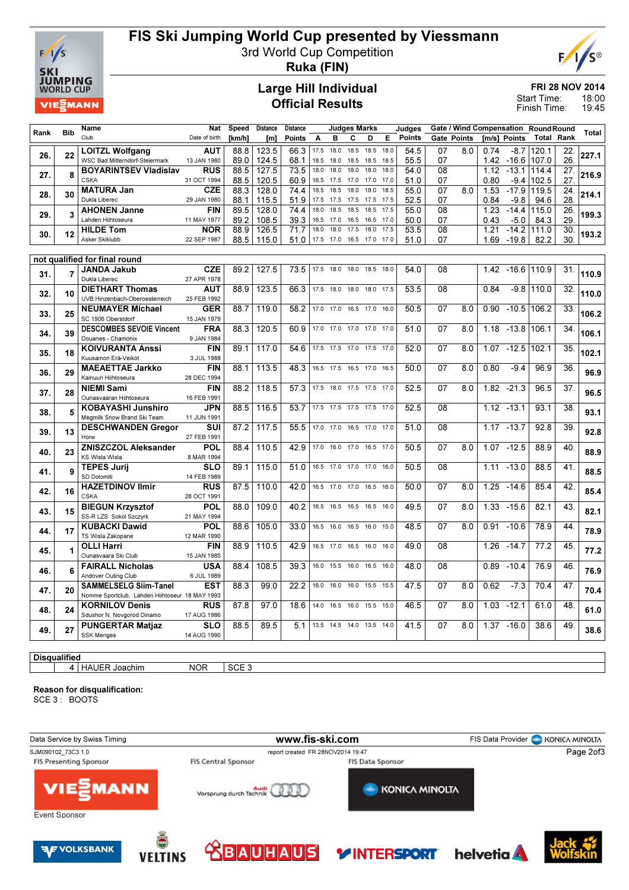# FIS Ski Jumping World Cup presented by Viessmann

3rd World Cup Competition
**Ruka (FIN)**

## Large Hill Individual
## Official Results

**FRI 28 NOV 2014**
Start Time: 18:00
Finish Time: 19:45

| Rank | Bib | Name / Club | Nat / Date of birth | Speed [km/h] | Distance [m] | Distance Points | A | B | C | D | E | Judges Points | Gate | Gate Points | Wind [m/s] | Wind Points | Round Total | Round Rank | Total |
|---|---|---|---|---|---|---|---|---|---|---|---|---|---|---|---|---|---|---|---|
| 26. | 22 | **LOITZL Wolfgang** | **AUT** | 88.8 | 123.5 | 66.3 | 17.5 | 18.0 | 18.5 | 18.5 | 18.0 | 54.5 | 07 | 8.0 | 0.74 | -8.7 | 120.1 | 22. | **227.1** |
| | | WSC Bad Mitterndorf-Steiermark | 13 JAN 1980 | 89.0 | 124.5 | 68.1 | 18.5 | 18.0 | 18.5 | 18.5 | 18.5 | 55.5 | 07 | | 1.42 | -16.6 | 107.0 | 26. | |
| 27. | 8 | **BOYARINTSEV Vladislav** | **RUS** | 88.5 | 127.5 | 73.5 | 18.0 | 18.0 | 18.0 | 18.0 | 18.0 | 54.0 | 08 | | 1.12 | -13.1 | 114.4 | 27. | **216.9** |
| | | CSKA | 31 OCT 1994 | 88.5 | 120.5 | 60.9 | 16.5 | 17.5 | 17.0 | 17.0 | 17.0 | 51.0 | 07 | | 0.80 | -9.4 | 102.5 | 27. | |
| 28. | 30 | **MATURA Jan** | **CZE** | 88.3 | 128.0 | 74.4 | 18.5 | 18.5 | 18.0 | 18.0 | 18.5 | 55.0 | 07 | 8.0 | 1.53 | -17.9 | 119.5 | 24. | **214.1** |
| | | Dukla Liberec | 29 JAN 1980 | 88.1 | 115.5 | 51.9 | 17.5 | 17.5 | 17.5 | 17.5 | 17.5 | 52.5 | 07 | | 0.84 | -9.8 | 94.6 | 28. | |
| 29. | 3 | **AHONEN Janne** | **FIN** | 89.5 | 128.0 | 74.4 | 18.0 | 18.5 | 18.5 | 18.5 | 17.5 | 55.0 | 08 | | 1.23 | -14.4 | 115.0 | 26. | **199.3** |
| | | Lahden Hiihtoseura | 11 MAY 1977 | 89.2 | 108.5 | 39.3 | 16.5 | 17.0 | 16.5 | 16.5 | 17.0 | 50.0 | 07 | | 0.43 | -5.0 | 84.3 | 29. | |
| 30. | 12 | **HILDE Tom** | **NOR** | 88.9 | 126.5 | 71.7 | 18.0 | 18.0 | 17.5 | 18.0 | 17.5 | 53.5 | 08 | | 1.21 | -14.2 | 111.0 | 30. | **193.2** |
| | | Asker Skiklubb | 22 SEP 1987 | 88.5 | 115.0 | 51.0 | 17.5 | 17.0 | 16.5 | 17.0 | 17.0 | 51.0 | 07 | | 1.69 | -19.8 | 82.2 | 30. | |
| **not qualified for final round** | | | | | | | | | | | | | | | | | | | |
| 31. | 7 | **JANDA Jakub** | **CZE** | 89.2 | 127.5 | 73.5 | 17.5 | 18.0 | 18.0 | 18.5 | 18.0 | 54.0 | 08 | | 1.42 | -16.6 | 110.9 | 31. | **110.9** |
| | | Dukla Liberec | 27 APR 1978 | | | | | | | | | | | | | | | | |
| 32. | 10 | **DIETHART Thomas** | **AUT** | 88.9 | 123.5 | 66.3 | 17.5 | 18.0 | 18.0 | 18.0 | 17.5 | 53.5 | 08 | | 0.84 | -9.8 | 110.0 | 32. | **110.0** |
| | | UVB Hinzenbach-Oberoesterreich | 25 FEB 1992 | | | | | | | | | | | | | | | | |
| 33. | 25 | **NEUMAYER Michael** | **GER** | 88.7 | 119.0 | 58.2 | 17.0 | 17.0 | 16.5 | 17.0 | 16.0 | 50.5 | 07 | 8.0 | 0.90 | -10.5 | 106.2 | 33. | **106.2** |
| | | SC 1906 Oberstdorf | 15 JAN 1979 | | | | | | | | | | | | | | | | |
| 34. | 39 | **DESCOMBES SEVOIE Vincent** | **FRA** | 88.3 | 120.5 | 60.9 | 17.0 | 17.0 | 17.0 | 17.0 | 17.0 | 51.0 | 07 | 8.0 | 1.18 | -13.8 | 106.1 | 34. | **106.1** |
| | | Douanes - Chamonix | 9 JAN 1984 | | | | | | | | | | | | | | | | |
| 35. | 18 | **KOIVURANTA Anssi** | **FIN** | 89.1 | 117.0 | 54.6 | 17.5 | 17.5 | 17.0 | 17.5 | 17.0 | 52.0 | 07 | 8.0 | 1.07 | -12.5 | 102.1 | 35. | **102.1** |
| | | Kuusamon Erä-Veikot | 3 JUL 1988 | | | | | | | | | | | | | | | | |
| 36. | 29 | **MAEAETTAE Jarkko** | **FIN** | 88.1 | 113.5 | 48.3 | 16.5 | 17.5 | 16.5 | 17.0 | 16.5 | 50.0 | 07 | 8.0 | 0.80 | -9.4 | 96.9 | 36. | **96.9** |
| | | Kainuun Hiihtoseura | 28 DEC 1994 | | | | | | | | | | | | | | | | |
| 37. | 28 | **NIEMI Sami** | **FIN** | 88.2 | 118.5 | 57.3 | 17.5 | 18.0 | 17.5 | 17.5 | 17.0 | 52.5 | 07 | 8.0 | 1.82 | -21.3 | 96.5 | 37. | **96.5** |
| | | Ounasvaaran Hiihtoseura | 16 FEB 1991 | | | | | | | | | | | | | | | | |
| 38. | 5 | **KOBAYASHI Junshiro** | **JPN** | 88.5 | 116.5 | 53.7 | 17.5 | 17.5 | 17.5 | 17.5 | 17.0 | 52.5 | 08 | | 1.12 | -13.1 | 93.1 | 38. | **93.1** |
| | | Megmilk Snow Brand Ski Team | 11 JUN 1991 | | | | | | | | | | | | | | | | |
| 39. | 13 | **DESCHWANDEN Gregor** | **SUI** | 87.2 | 117.5 | 55.5 | 17.0 | 17.0 | 16.5 | 17.0 | 17.0 | 51.0 | 08 | | 1.17 | -13.7 | 92.8 | 39. | **92.8** |
| | | Horw | 27 FEB 1991 | | | | | | | | | | | | | | | | |
| 40. | 23 | **ZNISZCZOL Aleksander** | **POL** | 88.4 | 110.5 | 42.9 | 17.0 | 16.0 | 17.0 | 16.5 | 17.0 | 50.5 | 07 | 8.0 | 1.07 | -12.5 | 88.9 | 40. | **88.9** |
| | | KS Wisla Wisla | 8 MAR 1994 | | | | | | | | | | | | | | | | |
| 41. | 9 | **TEPES Jurij** | **SLO** | 89.1 | 115.0 | 51.0 | 16.5 | 17.0 | 17.0 | 17.0 | 16.0 | 50.5 | 08 | | 1.11 | -13.0 | 88.5 | 41. | **88.5** |
| | | SD Dolomiti | 14 FEB 1989 | | | | | | | | | | | | | | | | |
| 42. | 16 | **HAZETDINOV Ilmir** | **RUS** | 87.5 | 110.0 | 42.0 | 16.5 | 17.0 | 17.0 | 16.5 | 16.0 | 50.0 | 07 | 8.0 | 1.25 | -14.6 | 85.4 | 42. | **85.4** |
| | | CSKA | 28 OCT 1991 | | | | | | | | | | | | | | | | |
| 43. | 15 | **BIEGUN Krzysztof** | **POL** | 88.0 | 109.0 | 40.2 | 16.5 | 16.5 | 16.5 | 16.5 | 16.0 | 49.5 | 07 | 8.0 | 1.33 | -15.6 | 82.1 | 43. | **82.1** |
| | | SS-R LZS Sokol Szczyrk | 21 MAY 1994 | | | | | | | | | | | | | | | | |
| 44. | 17 | **KUBACKI Dawid** | **POL** | 88.6 | 105.0 | 33.0 | 16.5 | 16.0 | 16.5 | 16.0 | 15.0 | 48.5 | 07 | 8.0 | 0.91 | -10.6 | 78.9 | 44. | **78.9** |
| | | TS Wisla Zakopane | 12 MAR 1990 | | | | | | | | | | | | | | | | |
| 45. | 1 | **OLLI Harri** | **FIN** | 88.9 | 110.5 | 42.9 | 16.5 | 17.0 | 16.5 | 16.0 | 16.0 | 49.0 | 08 | | 1.26 | -14.7 | 77.2 | 45. | **77.2** |
| | | Ounasvaara Ski Club | 15 JAN 1985 | | | | | | | | | | | | | | | | |
| 46. | 6 | **FAIRALL Nicholas** | **USA** | 88.4 | 108.5 | 39.3 | 16.0 | 15.5 | 16.0 | 16.5 | 16.0 | 48.0 | 08 | | 0.89 | -10.4 | 76.9 | 46. | **76.9** |
| | | Andover Outing Club | 6 JUL 1989 | | | | | | | | | | | | | | | | |
| 47. | 20 | **SAMMELSELG Siim-Tanel** | **EST** | 88.3 | 99.0 | 22.2 | 16.0 | 16.0 | 16.0 | 15.5 | 15.5 | 47.5 | 07 | 8.0 | 0.62 | -7.3 | 70.4 | 47. | **70.4** |
| | | Nomme Sportclub, Lahden Hiihtoseur | 18 MAY 1993 | | | | | | | | | | | | | | | | |
| 48. | 24 | **KORNILOV Denis** | **RUS** | 87.8 | 97.0 | 18.6 | 14.0 | 16.5 | 16.0 | 15.5 | 15.0 | 46.5 | 07 | 8.0 | 1.03 | -12.1 | 61.0 | 48. | **61.0** |
| | | Sdushor N. Novgorod Dinamo | 17 AUG 1986 | | | | | | | | | | | | | | | | |
| 49. | 27 | **PUNGERTAR Matjaz** | **SLO** | 88.5 | 89.5 | 5.1 | 13.5 | 14.5 | 14.0 | 13.5 | 14.0 | 41.5 | 07 | 8.0 | 1.37 | -16.0 | 38.6 | 49. | **38.6** |
| | | SSK Menges | 14 AUG 1990 | | | | | | | | | | | | | | | | |

**Disqualified**

| | Bib | Name | Nat | Reason |
|---|---|---|---|---|
| | 4 | HAUER Joachim | NOR | SCE 3 |

**Reason for disqualification:**
SCE 3 : BOOTS

Data Service by Swiss Timing — www.fis-ski.com — FIS Data Provider KONICA MINOLTA

SJM090102_73C3 1.0 — report created FR 28NOV2014 19:47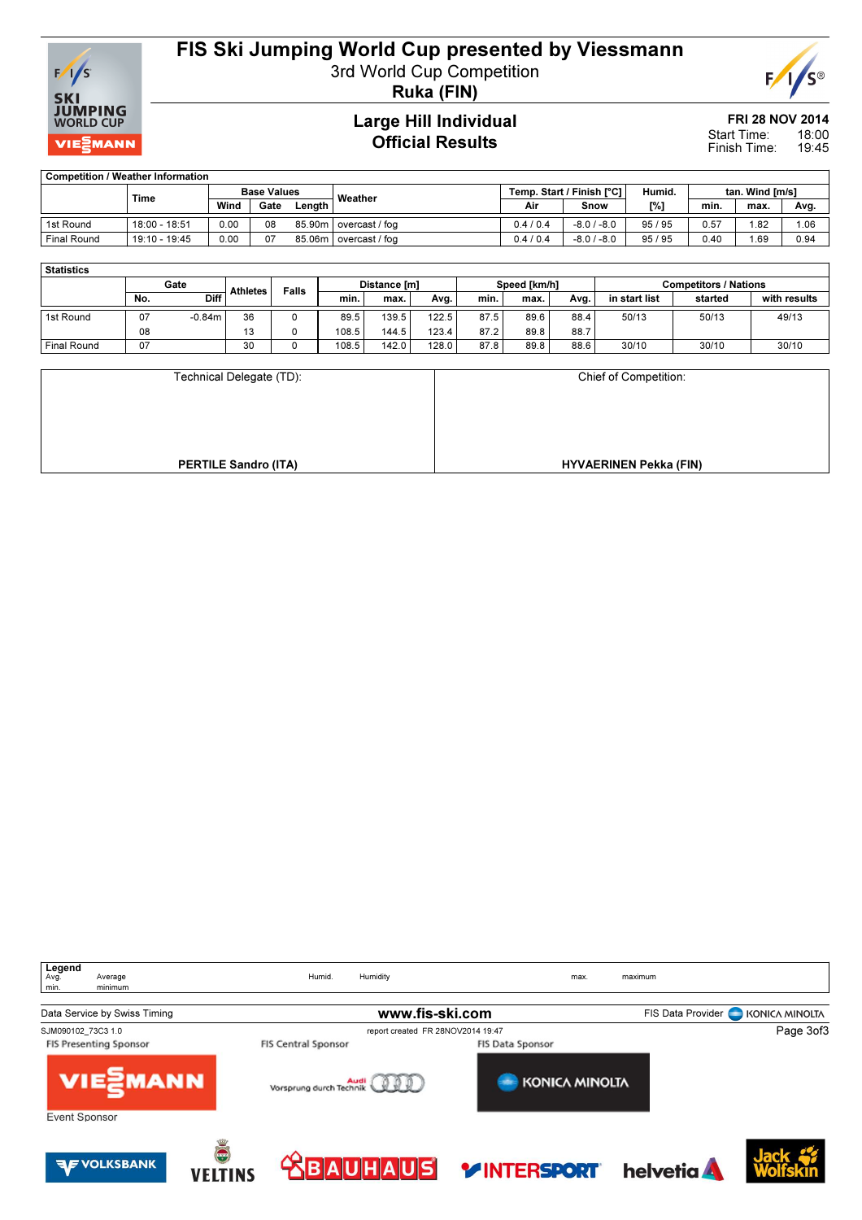# FIS Ski Jumping World Cup presented by Viessmann

3rd World Cup Competition

**Ruka (FIN)**

## Large Hill Individual
## Official Results

**FRI 28 NOV 2014**
Start Time: 18:00
Finish Time: 19:45

**Competition / Weather Information**

| | Time | Base Values | | | Weather | Temp. Start / Finish [°C] | | Humid. | tan. Wind [m/s] | | |
|---|---|---|---|---|---|---|---|---|---|---|---|
| | | Wind | Gate | Length | | Air | Snow | [%] | min. | max. | Avg. |
| 1st Round | 18:00 - 18:51 | 0.00 | 08 | 85.90m | overcast / fog | 0.4 / 0.4 | -8.0 / -8.0 | 95 / 95 | 0.57 | 1.82 | 1.06 |
| Final Round | 19:10 - 19:45 | 0.00 | 07 | 85.06m | overcast / fog | 0.4 / 0.4 | -8.0 / -8.0 | 95 / 95 | 0.40 | 1.69 | 0.94 |

**Statistics**

| | Gate | | Athletes | Falls | Distance [m] | | | Speed [km/h] | | | Competitors / Nations | | |
|---|---|---|---|---|---|---|---|---|---|---|---|---|---|
| | No. | Diff | | | min. | max. | Avg. | min. | max. | Avg. | in start list | started | with results |
| 1st Round | 07 | -0.84m | 36 | 0 | 89.5 | 139.5 | 122.5 | 87.5 | 89.6 | 88.4 | 50/13 | 50/13 | 49/13 |
| | 08 | | 13 | 0 | 108.5 | 144.5 | 123.4 | 87.2 | 89.8 | 88.7 | | | |
| Final Round | 07 | | 30 | 0 | 108.5 | 142.0 | 128.0 | 87.8 | 89.8 | 88.6 | 30/10 | 30/10 | 30/10 |

| Technical Delegate (TD): | Chief of Competition: |
|---|---|
| **PERTILE Sandro (ITA)** | **HYVAERINEN Pekka (FIN)** |

**Legend**
Avg. Average
min. minimum
Humid. Humidity
max. maximum

Data Service by Swiss Timing — www.fis-ski.com — FIS Data Provider KONICA MINOLTA

SJM090102_73C3 1.0 — report created FR 28NOV2014 19:47

FIS Presenting Sponsor: VIESSMANN — FIS Central Sponsor: Audi Vorsprung durch Technik — FIS Data Sponsor: KONICA MINOLTA

Event Sponsor: VOLKSBANK, VELTINS, BAUHAUS, INTERSPORT, helvetia, Jack Wolfskin